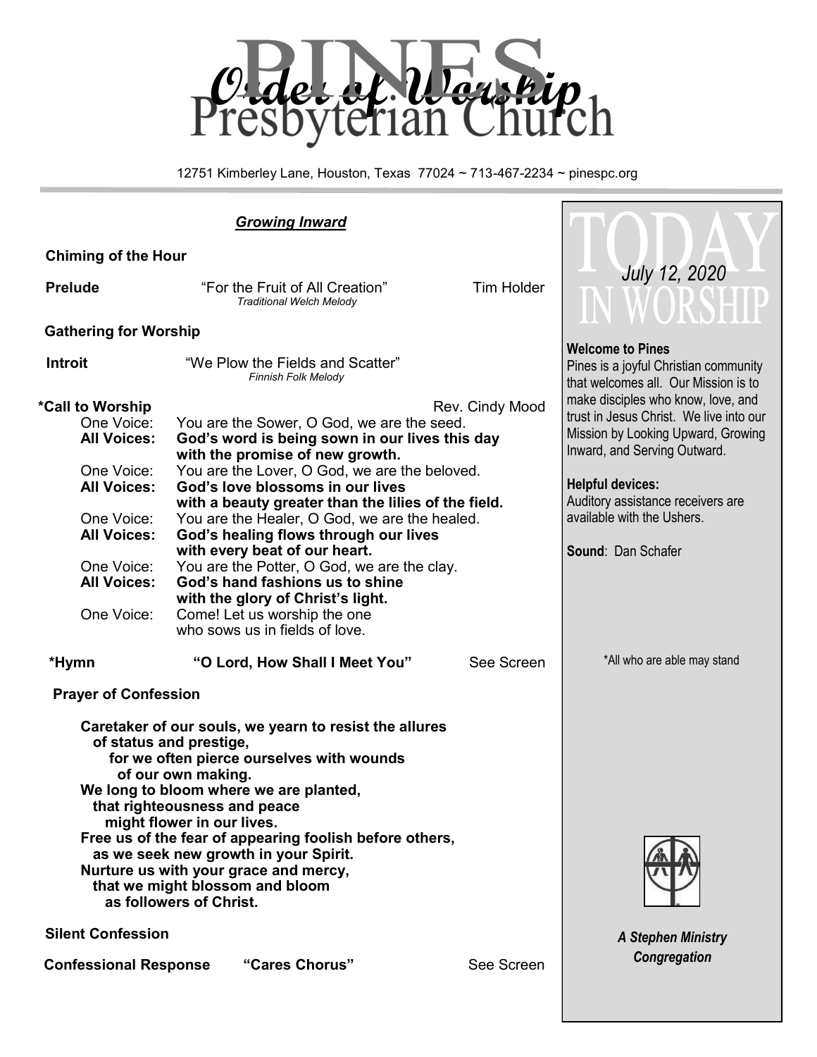# Order of Worship

# PINES Presbyterian Church

12751 Kimberley Lane, Houston, Texas 77024 ~ 713-467-2234 ~ pinespc.org

## TODAY IN WORSHIP

*July 12, 2020*

**Welcome to Pines**
Pines is a joyful Christian community that welcomes all. Our Mission is to make disciples who know, love, and trust in Jesus Christ. We live into our Mission by Looking Upward, Growing Inward, and Serving Outward.

**Helpful devices:**
Auditory assistance receivers are available with the Ushers.

**Sound**: Dan Schafer

*All who are able may stand

***A Stephen Ministry Congregation***

---

### *Growing Inward*

**Chiming of the Hour**

**Prelude** — "For the Fruit of All Creation" — Tim Holder
*Traditional Welch Melody*

**Gathering for Worship**

**Introit** — "We Plow the Fields and Scatter"
*Finnish Folk Melody*

**\*Call to Worship** — Rev. Cindy Mood

One Voice: You are the Sower, O God, we are the seed.
**All Voices: God's word is being sown in our lives this day with the promise of new growth.**
One Voice: You are the Lover, O God, we are the beloved.
**All Voices: God's love blossoms in our lives with a beauty greater than the lilies of the field.**
One Voice: You are the Healer, O God, we are the healed.
**All Voices: God's healing flows through our lives with every beat of our heart.**
One Voice: You are the Potter, O God, we are the clay.
**All Voices: God's hand fashions us to shine with the glory of Christ's light.**
One Voice: Come! Let us worship the one who sows us in fields of love.

**\*Hymn** — **"O Lord, How Shall I Meet You"** — See Screen

**Prayer of Confession**

**Caretaker of our souls, we yearn to resist the allures of status and prestige,**
**for we often pierce ourselves with wounds of our own making.**
**We long to bloom where we are planted,**
**that righteousness and peace might flower in our lives.**
**Free us of the fear of appearing foolish before others,**
**as we seek new growth in your Spirit.**
**Nurture us with your grace and mercy,**
**that we might blossom and bloom as followers of Christ.**

**Silent Confession**

**Confessional Response** — **"Cares Chorus"** — See Screen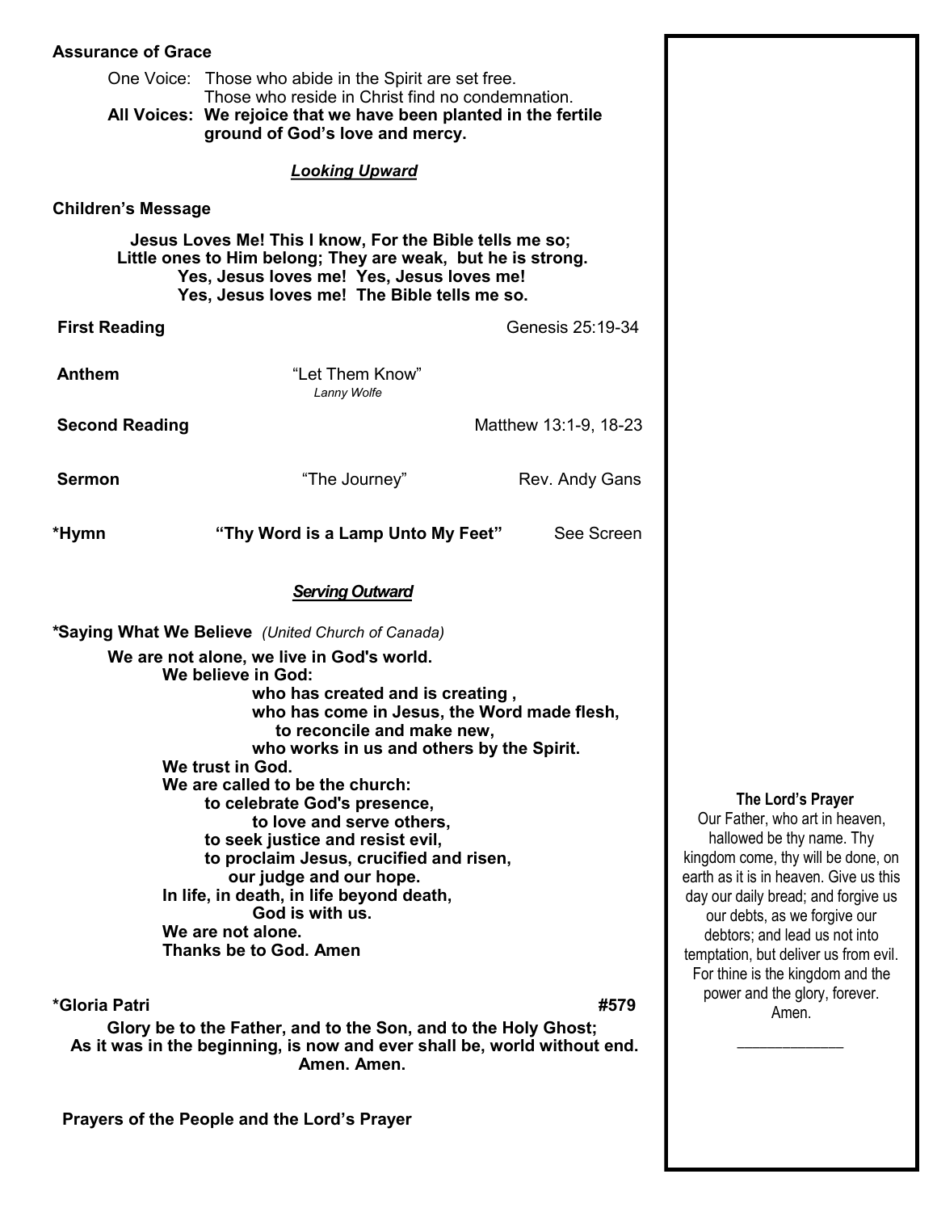**Assurance of Grace**

One Voice: Those who abide in the Spirit are set free.
Those who reside in Christ find no condemnation.
**All Voices: We rejoice that we have been planted in the fertile ground of God's love and mercy.**

***Looking Upward***

**Children's Message**

**Jesus Loves Me! This I know, For the Bible tells me so;
Little ones to Him belong; They are weak, but he is strong.
Yes, Jesus loves me! Yes, Jesus loves me!
Yes, Jesus loves me! The Bible tells me so.**

**First Reading** Genesis 25:19-34

**Anthem** "Let Them Know"
*Lanny Wolfe*

**Second Reading** Matthew 13:1-9, 18-23

**Sermon** "The Journey" Rev. Andy Gans

**\*Hymn** **"Thy Word is a Lamp Unto My Feet"** See Screen

***Serving Outward***

**\*Saying What We Believe** *(United Church of Canada)*

**We are not alone, we live in God's world.
We believe in God:
who has created and is creating ,
who has come in Jesus, the Word made flesh,
to reconcile and make new,
who works in us and others by the Spirit.
We trust in God.
We are called to be the church:
to celebrate God's presence,
to love and serve others,
to seek justice and resist evil,
to proclaim Jesus, crucified and risen,
our judge and our hope.
In life, in death, in life beyond death,
God is with us.
We are not alone.
Thanks be to God. Amen**

**\*Gloria Patri** **#579**

**Glory be to the Father, and to the Son, and to the Holy Ghost;
As it was in the beginning, is now and ever shall be, world without end.
Amen. Amen.**

**Prayers of the People and the Lord's Prayer**

**The Lord's Prayer**
Our Father, who art in heaven, hallowed be thy name. Thy kingdom come, thy will be done, on earth as it is in heaven. Give us this day our daily bread; and forgive us our debts, as we forgive our debtors; and lead us not into temptation, but deliver us from evil. For thine is the kingdom and the power and the glory, forever. Amen.

\_\_\_\_\_\_\_\_\_\_\_\_\_\_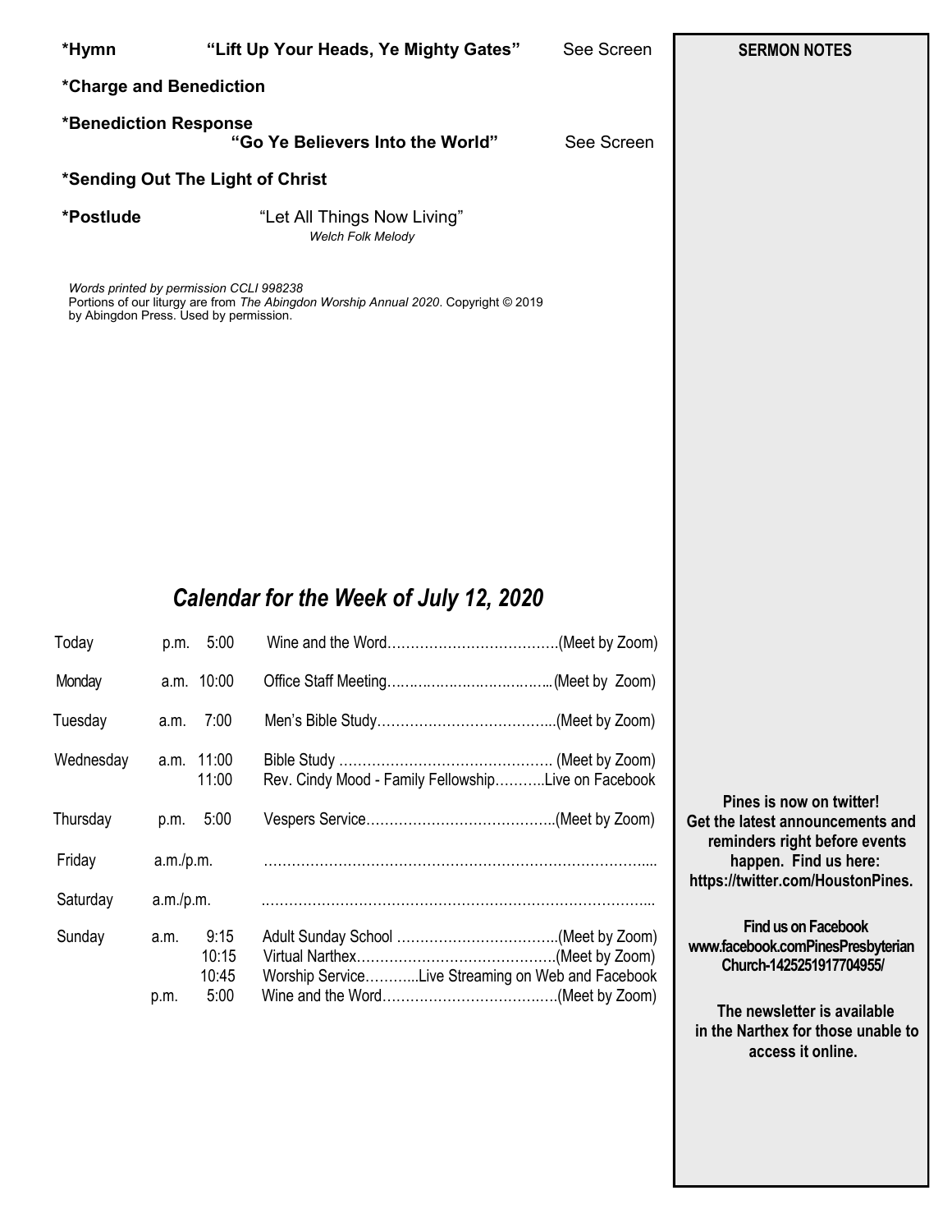**\*Hymn** **"Lift Up Your Heads, Ye Mighty Gates"** See Screen

**\*Charge and Benediction**

**\*Benediction Response**
**"Go Ye Believers Into the World"** See Screen

**\*Sending Out The Light of Christ**

**\*Postlude** "Let All Things Now Living"
*Welch Folk Melody*

*Words printed by permission CCLI 998238*
Portions of our liturgy are from *The Abingdon Worship Annual 2020*. Copyright © 2019 by Abingdon Press. Used by permission.

## *Calendar for the Week of July 12, 2020*

| Day | | Time | Event |
|---|---|---|---|
| Today | p.m. | 5:00 | Wine and the Word……………………………….(Meet by Zoom) |
| Monday | a.m. | 10:00 | Office Staff Meeting……………………………..(Meet by Zoom) |
| Tuesday | a.m. | 7:00 | Men's Bible Study………………………………...(Meet by Zoom) |
| Wednesday | a.m. | 11:00 | Bible Study ………………………………………. (Meet by Zoom) |
| | | 11:00 | Rev. Cindy Mood - Family Fellowship………..Live on Facebook |
| Thursday | p.m. | 5:00 | Vespers Service…………………………………..(Meet by Zoom) |
| Friday | a.m./p.m. | | ……………………………………………………………………... |
| Saturday | a.m./p.m. | | ……………………………………………………………………... |
| Sunday | a.m. | 9:15 | Adult Sunday School ……………………………..(Meet by Zoom) |
| | | 10:15 | Virtual Narthex…………………………………….(Meet by Zoom) |
| | | 10:45 | Worship Service………...Live Streaming on Web and Facebook |
| | p.m. | 5:00 | Wine and the Word……………………………….(Meet by Zoom) |

**SERMON NOTES**

**Pines is now on twitter!**
**Get the latest announcements and reminders right before events happen. Find us here: https://twitter.com/HoustonPines.**

**Find us on Facebook**
**www.facebook.comPinesPresbyterianChurch-1425251917704955/**

**The newsletter is available in the Narthex for those unable to access it online.**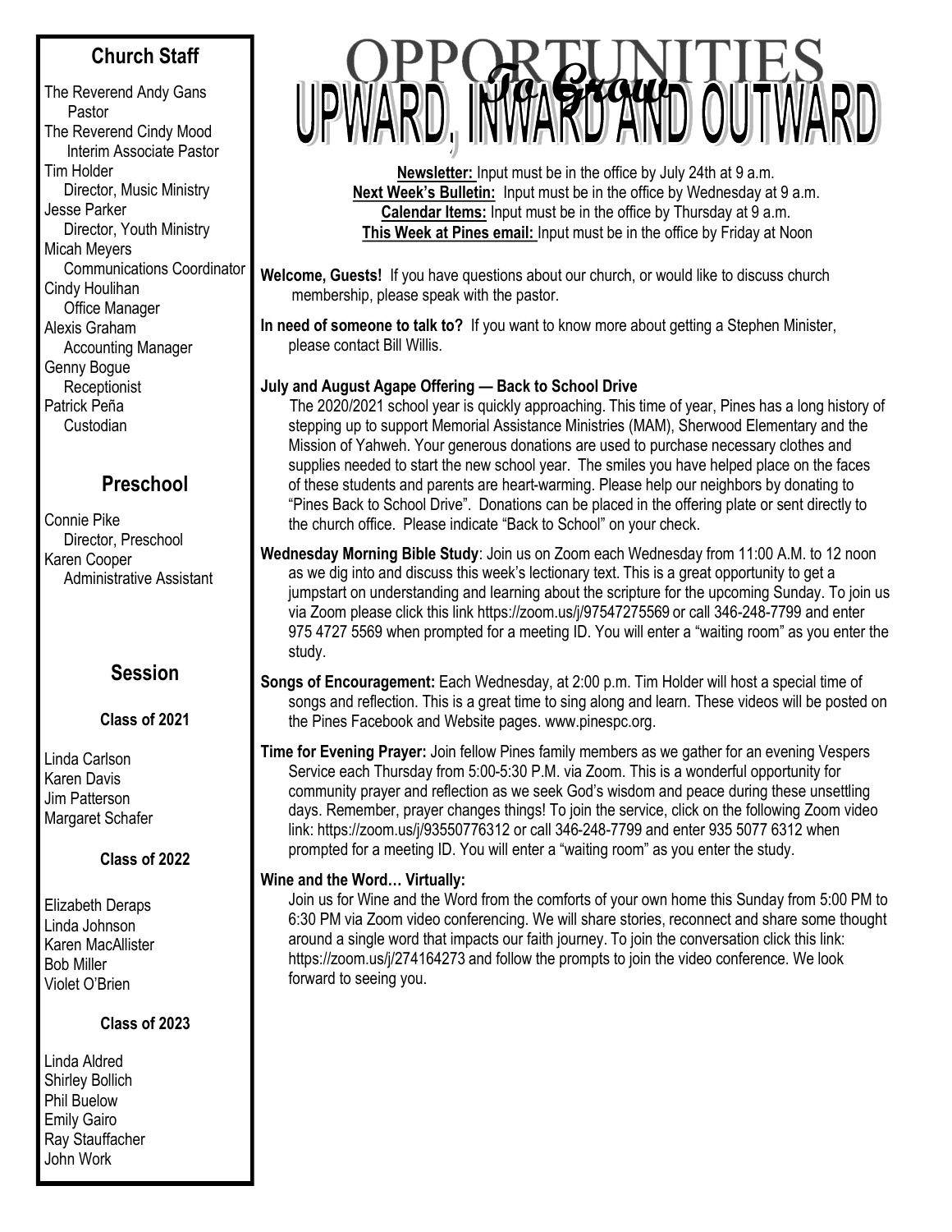## Church Staff

The Reverend Andy Gans
Pastor
The Reverend Cindy Mood
Interim Associate Pastor
Tim Holder
Director, Music Ministry
Jesse Parker
Director, Youth Ministry
Micah Meyers
Communications Coordinator
Cindy Houlihan
Office Manager
Alexis Graham
Accounting Manager
Genny Bogue
Receptionist
Patrick Peña
Custodian

## Preschool

Connie Pike
Director, Preschool
Karen Cooper
Administrative Assistant

## Session

### Class of 2021

Linda Carlson
Karen Davis
Jim Patterson
Margaret Schafer

### Class of 2022

Elizabeth Deraps
Linda Johnson
Karen MacAllister
Bob Miller
Violet O'Brien

### Class of 2023

Linda Aldred
Shirley Bollich
Phil Buelow
Emily Gairo
Ray Stauffacher
John Work

# OPPORTUNITIES To Grow UPWARD, INWARD AND OUTWARD

**Newsletter:** Input must be in the office by July 24th at 9 a.m.
**Next Week's Bulletin:** Input must be in the office by Wednesday at 9 a.m.
**Calendar Items:** Input must be in the office by Thursday at 9 a.m.
**This Week at Pines email:** Input must be in the office by Friday at Noon

**Welcome, Guests!** If you have questions about our church, or would like to discuss church membership, please speak with the pastor.

**In need of someone to talk to?** If you want to know more about getting a Stephen Minister, please contact Bill Willis.

**July and August Agape Offering — Back to School Drive**
The 2020/2021 school year is quickly approaching. This time of year, Pines has a long history of stepping up to support Memorial Assistance Ministries (MAM), Sherwood Elementary and the Mission of Yahweh. Your generous donations are used to purchase necessary clothes and supplies needed to start the new school year. The smiles you have helped place on the faces of these students and parents are heart-warming. Please help our neighbors by donating to "Pines Back to School Drive". Donations can be placed in the offering plate or sent directly to the church office. Please indicate "Back to School" on your check.

**Wednesday Morning Bible Study**: Join us on Zoom each Wednesday from 11:00 A.M. to 12 noon as we dig into and discuss this week's lectionary text. This is a great opportunity to get a jumpstart on understanding and learning about the scripture for the upcoming Sunday. To join us via Zoom please click this link https://zoom.us/j/97547275569 or call 346-248-7799 and enter 975 4727 5569 when prompted for a meeting ID. You will enter a "waiting room" as you enter the study.

**Songs of Encouragement:** Each Wednesday, at 2:00 p.m. Tim Holder will host a special time of songs and reflection. This is a great time to sing along and learn. These videos will be posted on the Pines Facebook and Website pages. www.pinespc.org.

**Time for Evening Prayer:** Join fellow Pines family members as we gather for an evening Vespers Service each Thursday from 5:00-5:30 P.M. via Zoom. This is a wonderful opportunity for community prayer and reflection as we seek God's wisdom and peace during these unsettling days. Remember, prayer changes things! To join the service, click on the following Zoom video link: https://zoom.us/j/93550776312 or call 346-248-7799 and enter 935 5077 6312 when prompted for a meeting ID. You will enter a "waiting room" as you enter the study.

**Wine and the Word… Virtually:**
Join us for Wine and the Word from the comforts of your own home this Sunday from 5:00 PM to 6:30 PM via Zoom video conferencing. We will share stories, reconnect and share some thought around a single word that impacts our faith journey. To join the conversation click this link: https://zoom.us/j/274164273 and follow the prompts to join the video conference. We look forward to seeing you.